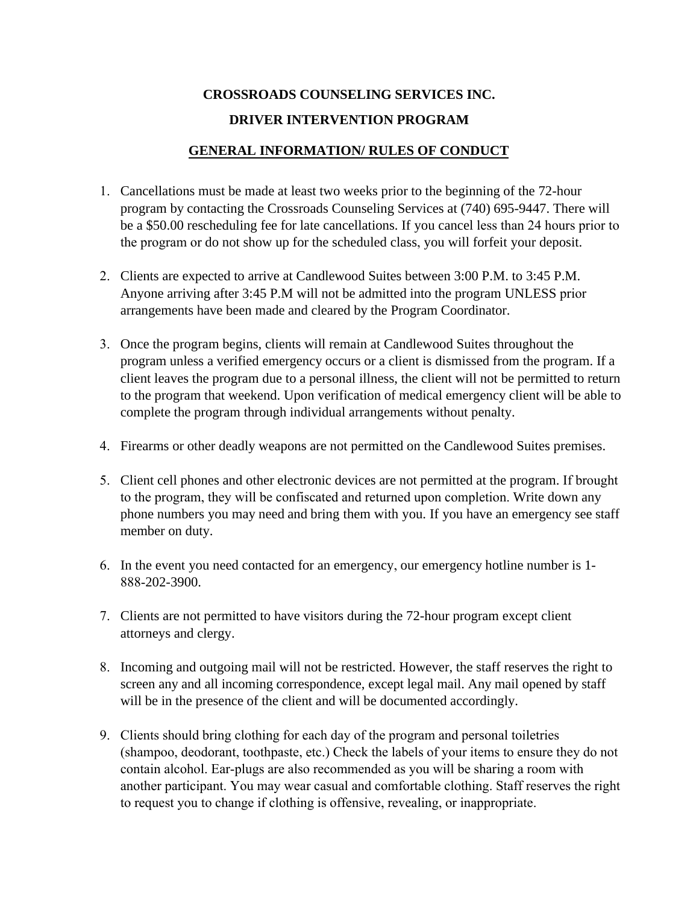**CROSSROADS COUNSELING SERVICES INC.**

**DRIVER INTERVENTION PROGRAM**

**GENERAL INFORMATION/ RULES OF CONDUCT**

1. Cancellations must be made at least two weeks prior to the beginning of the 72-hour program by contacting the Crossroads Counseling Services at (740) 695-9447. There will be a $50.00 rescheduling fee for late cancellations. If you cancel less than 24 hours prior to the program or do not show up for the scheduled class, you will forfeit your deposit.

2. Clients are expected to arrive at Candlewood Suites between 3:00 P.M. to 3:45 P.M. Anyone arriving after 3:45 P.M will not be admitted into the program UNLESS prior arrangements have been made and cleared by the Program Coordinator.

3. Once the program begins, clients will remain at Candlewood Suites throughout the program unless a verified emergency occurs or a client is dismissed from the program. If a client leaves the program due to a personal illness, the client will not be permitted to return to the program that weekend. Upon verification of medical emergency client will be able to complete the program through individual arrangements without penalty.

4. Firearms or other deadly weapons are not permitted on the Candlewood Suites premises.

5. Client cell phones and other electronic devices are not permitted at the program. If brought to the program, they will be confiscated and returned upon completion. Write down any phone numbers you may need and bring them with you. If you have an emergency see staff member on duty.

6. In the event you need contacted for an emergency, our emergency hotline number is 1-888-202-3900.

7. Clients are not permitted to have visitors during the 72-hour program except client attorneys and clergy.

8. Incoming and outgoing mail will not be restricted. However, the staff reserves the right to screen any and all incoming correspondence, except legal mail. Any mail opened by staff will be in the presence of the client and will be documented accordingly.

9. Clients should bring clothing for each day of the program and personal toiletries (shampoo, deodorant, toothpaste, etc.) Check the labels of your items to ensure they do not contain alcohol. Ear-plugs are also recommended as you will be sharing a room with another participant. You may wear casual and comfortable clothing. Staff reserves the right to request you to change if clothing is offensive, revealing, or inappropriate.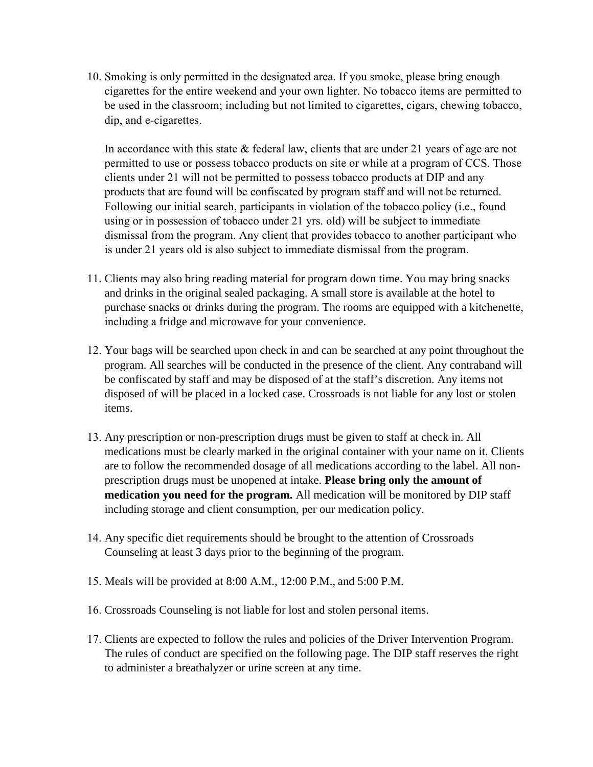10. Smoking is only permitted in the designated area. If you smoke, please bring enough cigarettes for the entire weekend and your own lighter. No tobacco items are permitted to be used in the classroom; including but not limited to cigarettes, cigars, chewing tobacco, dip, and e-cigarettes.

    In accordance with this state & federal law, clients that are under 21 years of age are not permitted to use or possess tobacco products on site or while at a program of CCS. Those clients under 21 will not be permitted to possess tobacco products at DIP and any products that are found will be confiscated by program staff and will not be returned. Following our initial search, participants in violation of the tobacco policy (i.e., found using or in possession of tobacco under 21 yrs. old) will be subject to immediate dismissal from the program. Any client that provides tobacco to another participant who is under 21 years old is also subject to immediate dismissal from the program.

11. Clients may also bring reading material for program down time. You may bring snacks and drinks in the original sealed packaging. A small store is available at the hotel to purchase snacks or drinks during the program. The rooms are equipped with a kitchenette, including a fridge and microwave for your convenience.

12. Your bags will be searched upon check in and can be searched at any point throughout the program. All searches will be conducted in the presence of the client. Any contraband will be confiscated by staff and may be disposed of at the staff's discretion. Any items not disposed of will be placed in a locked case. Crossroads is not liable for any lost or stolen items.

13. Any prescription or non-prescription drugs must be given to staff at check in. All medications must be clearly marked in the original container with your name on it. Clients are to follow the recommended dosage of all medications according to the label. All non-prescription drugs must be unopened at intake. **Please bring only the amount of medication you need for the program.** All medication will be monitored by DIP staff including storage and client consumption, per our medication policy.

14. Any specific diet requirements should be brought to the attention of Crossroads Counseling at least 3 days prior to the beginning of the program.

15. Meals will be provided at 8:00 A.M., 12:00 P.M., and 5:00 P.M.

16. Crossroads Counseling is not liable for lost and stolen personal items.

17. Clients are expected to follow the rules and policies of the Driver Intervention Program. The rules of conduct are specified on the following page. The DIP staff reserves the right to administer a breathalyzer or urine screen at any time.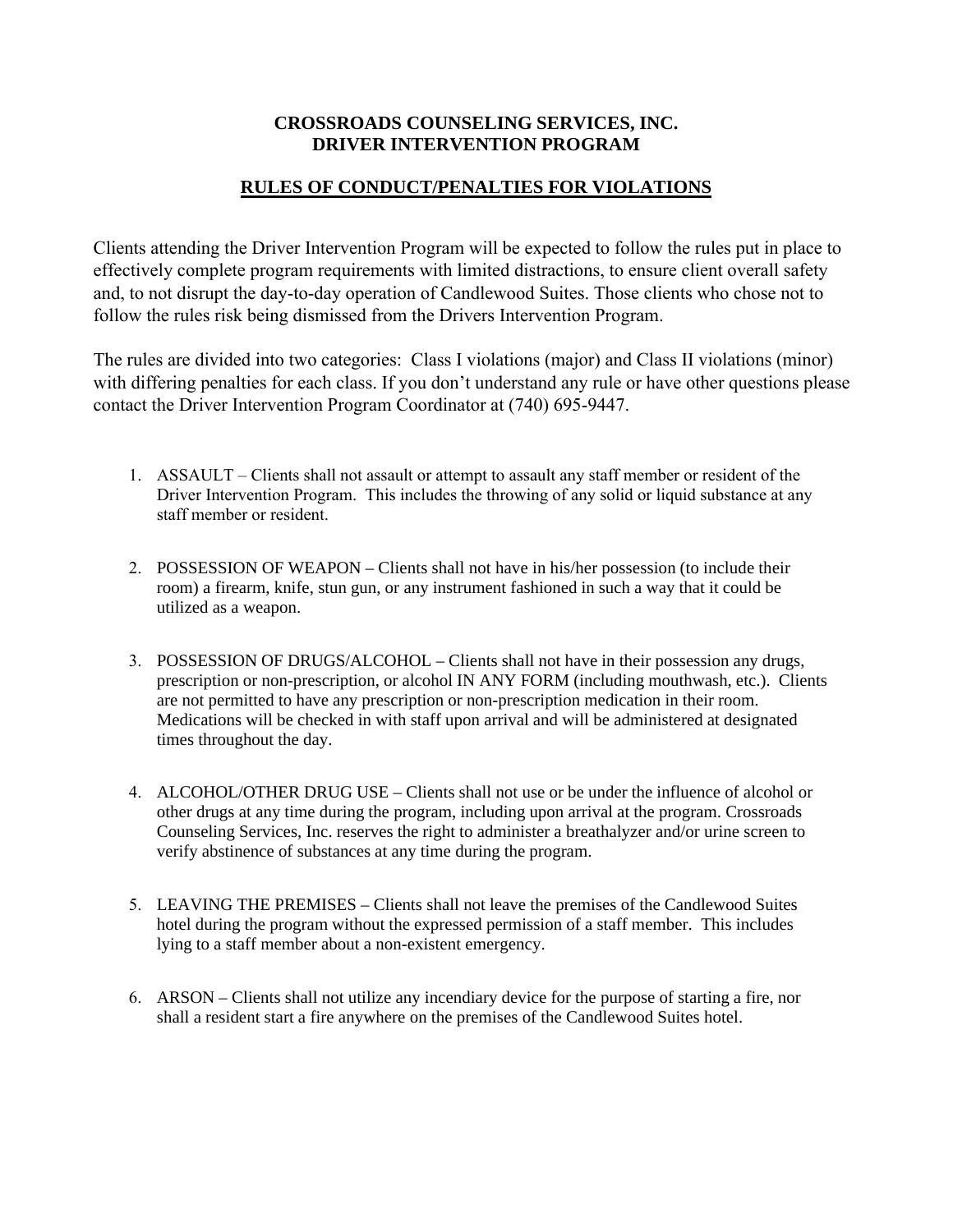**CROSSROADS COUNSELING SERVICES, INC.**
**DRIVER INTERVENTION PROGRAM**

## RULES OF CONDUCT/PENALTIES FOR VIOLATIONS

Clients attending the Driver Intervention Program will be expected to follow the rules put in place to effectively complete program requirements with limited distractions, to ensure client overall safety and, to not disrupt the day-to-day operation of Candlewood Suites. Those clients who chose not to follow the rules risk being dismissed from the Drivers Intervention Program.

The rules are divided into two categories: Class I violations (major) and Class II violations (minor) with differing penalties for each class. If you don't understand any rule or have other questions please contact the Driver Intervention Program Coordinator at (740) 695-9447.

1. ASSAULT – Clients shall not assault or attempt to assault any staff member or resident of the Driver Intervention Program. This includes the throwing of any solid or liquid substance at any staff member or resident.

2. POSSESSION OF WEAPON – Clients shall not have in his/her possession (to include their room) a firearm, knife, stun gun, or any instrument fashioned in such a way that it could be utilized as a weapon.

3. POSSESSION OF DRUGS/ALCOHOL – Clients shall not have in their possession any drugs, prescription or non-prescription, or alcohol IN ANY FORM (including mouthwash, etc.). Clients are not permitted to have any prescription or non-prescription medication in their room. Medications will be checked in with staff upon arrival and will be administered at designated times throughout the day.

4. ALCOHOL/OTHER DRUG USE – Clients shall not use or be under the influence of alcohol or other drugs at any time during the program, including upon arrival at the program. Crossroads Counseling Services, Inc. reserves the right to administer a breathalyzer and/or urine screen to verify abstinence of substances at any time during the program.

5. LEAVING THE PREMISES – Clients shall not leave the premises of the Candlewood Suites hotel during the program without the expressed permission of a staff member. This includes lying to a staff member about a non-existent emergency.

6. ARSON – Clients shall not utilize any incendiary device for the purpose of starting a fire, nor shall a resident start a fire anywhere on the premises of the Candlewood Suites hotel.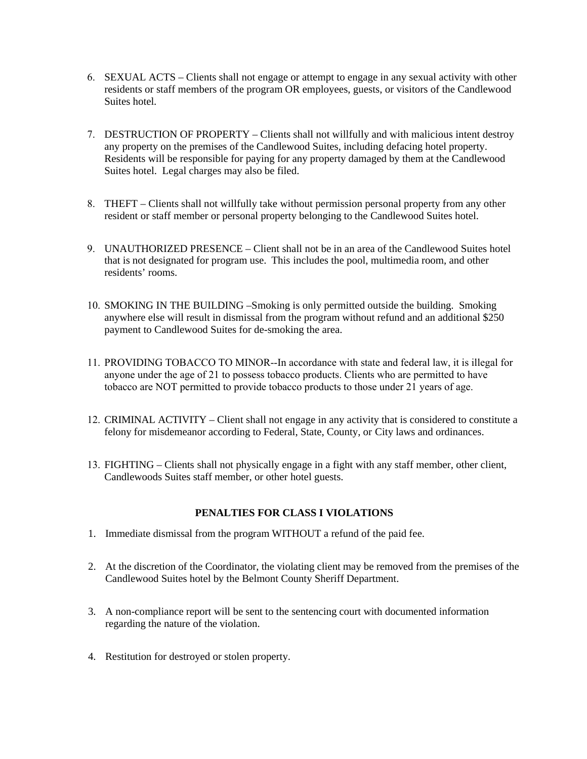6. SEXUAL ACTS – Clients shall not engage or attempt to engage in any sexual activity with other residents or staff members of the program OR employees, guests, or visitors of the Candlewood Suites hotel.

7. DESTRUCTION OF PROPERTY – Clients shall not willfully and with malicious intent destroy any property on the premises of the Candlewood Suites, including defacing hotel property. Residents will be responsible for paying for any property damaged by them at the Candlewood Suites hotel. Legal charges may also be filed.

8. THEFT – Clients shall not willfully take without permission personal property from any other resident or staff member or personal property belonging to the Candlewood Suites hotel.

9. UNAUTHORIZED PRESENCE – Client shall not be in an area of the Candlewood Suites hotel that is not designated for program use. This includes the pool, multimedia room, and other residents' rooms.

10. SMOKING IN THE BUILDING –Smoking is only permitted outside the building. Smoking anywhere else will result in dismissal from the program without refund and an additional $250 payment to Candlewood Suites for de-smoking the area.

11. PROVIDING TOBACCO TO MINOR--In accordance with state and federal law, it is illegal for anyone under the age of 21 to possess tobacco products. Clients who are permitted to have tobacco are NOT permitted to provide tobacco products to those under 21 years of age.

12. CRIMINAL ACTIVITY – Client shall not engage in any activity that is considered to constitute a felony for misdemeanor according to Federal, State, County, or City laws and ordinances.

13. FIGHTING – Clients shall not physically engage in a fight with any staff member, other client, Candlewoods Suites staff member, or other hotel guests.

**PENALTIES FOR CLASS I VIOLATIONS**

1. Immediate dismissal from the program WITHOUT a refund of the paid fee.

2. At the discretion of the Coordinator, the violating client may be removed from the premises of the Candlewood Suites hotel by the Belmont County Sheriff Department.

3. A non-compliance report will be sent to the sentencing court with documented information regarding the nature of the violation.

4. Restitution for destroyed or stolen property.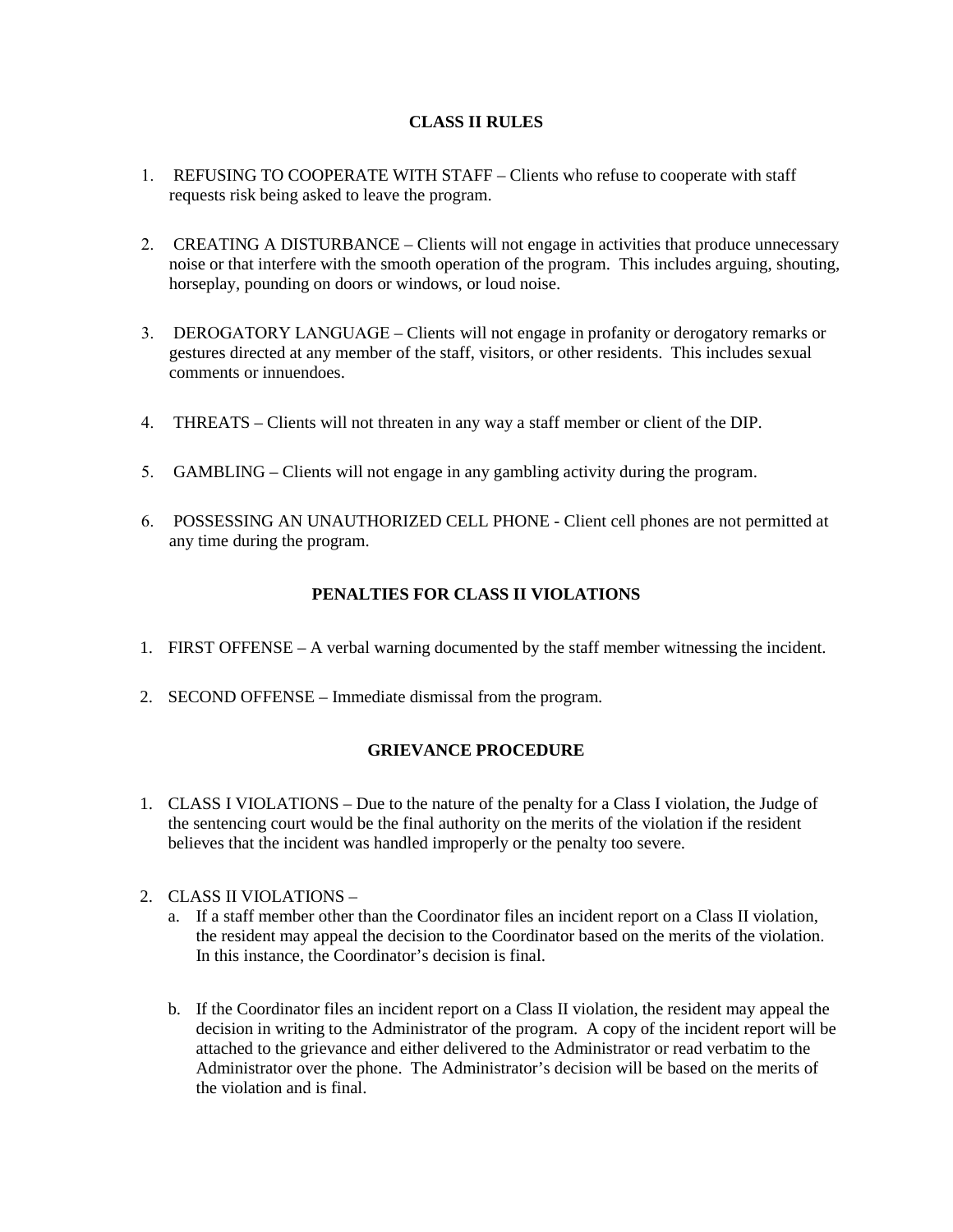## CLASS II RULES

1. REFUSING TO COOPERATE WITH STAFF – Clients who refuse to cooperate with staff requests risk being asked to leave the program.

2. CREATING A DISTURBANCE – Clients will not engage in activities that produce unnecessary noise or that interfere with the smooth operation of the program. This includes arguing, shouting, horseplay, pounding on doors or windows, or loud noise.

3. DEROGATORY LANGUAGE – Clients will not engage in profanity or derogatory remarks or gestures directed at any member of the staff, visitors, or other residents. This includes sexual comments or innuendoes.

4. THREATS – Clients will not threaten in any way a staff member or client of the DIP.

5. GAMBLING – Clients will not engage in any gambling activity during the program.

6. POSSESSING AN UNAUTHORIZED CELL PHONE - Client cell phones are not permitted at any time during the program.

## PENALTIES FOR CLASS II VIOLATIONS

1. FIRST OFFENSE – A verbal warning documented by the staff member witnessing the incident.

2. SECOND OFFENSE – Immediate dismissal from the program.

## GRIEVANCE PROCEDURE

1. CLASS I VIOLATIONS – Due to the nature of the penalty for a Class I violation, the Judge of the sentencing court would be the final authority on the merits of the violation if the resident believes that the incident was handled improperly or the penalty too severe.

2. CLASS II VIOLATIONS –
   a. If a staff member other than the Coordinator files an incident report on a Class II violation, the resident may appeal the decision to the Coordinator based on the merits of the violation. In this instance, the Coordinator's decision is final.

   b. If the Coordinator files an incident report on a Class II violation, the resident may appeal the decision in writing to the Administrator of the program. A copy of the incident report will be attached to the grievance and either delivered to the Administrator or read verbatim to the Administrator over the phone. The Administrator's decision will be based on the merits of the violation and is final.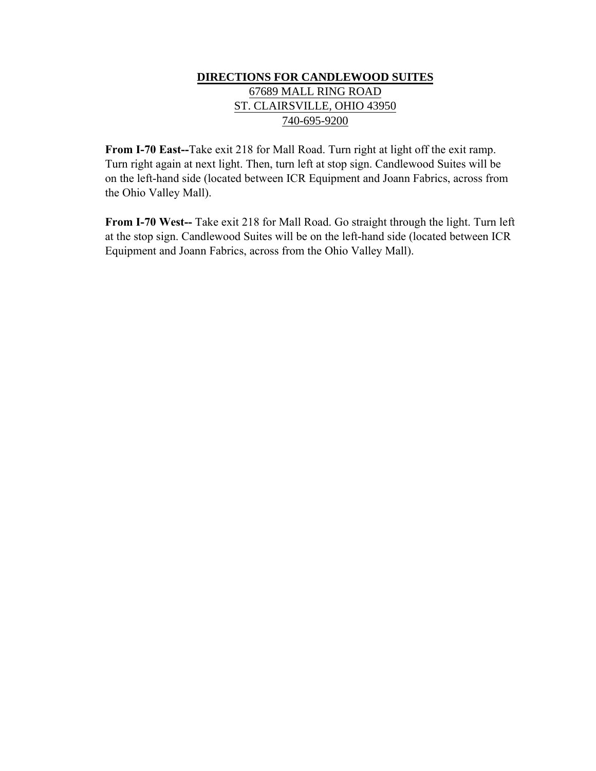# DIRECTIONS FOR CANDLEWOOD SUITES

67689 MALL RING ROAD
ST. CLAIRSVILLE, OHIO 43950
740-695-9200

**From I-70 East--**Take exit 218 for Mall Road. Turn right at light off the exit ramp. Turn right again at next light. Then, turn left at stop sign. Candlewood Suites will be on the left-hand side (located between ICR Equipment and Joann Fabrics, across from the Ohio Valley Mall).

**From I-70 West--** Take exit 218 for Mall Road. Go straight through the light. Turn left at the stop sign. Candlewood Suites will be on the left-hand side (located between ICR Equipment and Joann Fabrics, across from the Ohio Valley Mall).